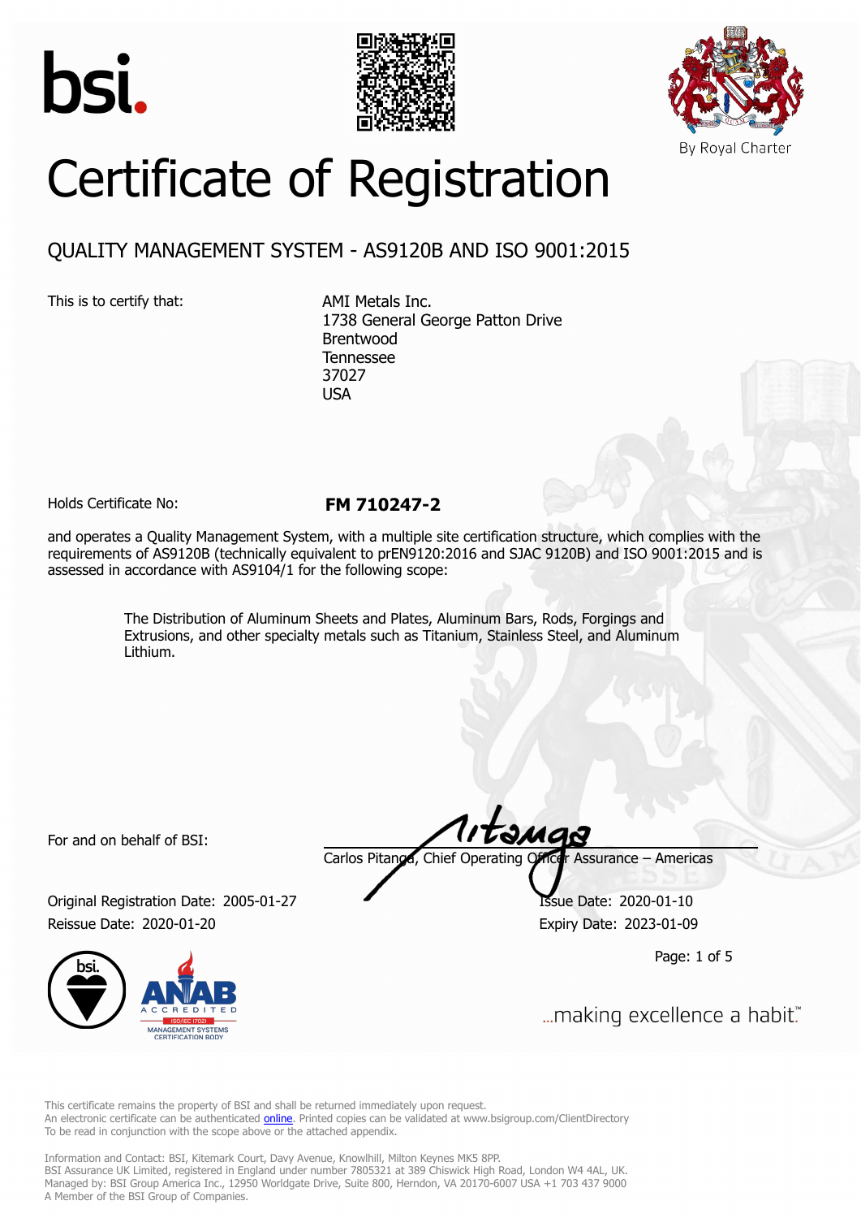# Certificate of Registration

## QUALITY MANAGEMENT SYSTEM - AS9120B AND ISO 9001:2015

This is to certify that:

AMI Metals Inc.
1738 General George Patton Drive
Brentwood
Tennessee
37027
USA

Holds Certificate No: **FM 710247-2**

and operates a Quality Management System, with a multiple site certification structure, which complies with the requirements of AS9120B (technically equivalent to prEN9120:2016 and SJAC 9120B) and ISO 9001:2015 and is assessed in accordance with AS9104/1 for the following scope:

> The Distribution of Aluminum Sheets and Plates, Aluminum Bars, Rods, Forgings and Extrusions, and other specialty metals such as Titanium, Stainless Steel, and Aluminum Lithium.

For and on behalf of BSI:

Carlos Pitanga, Chief Operating Officer Assurance – Americas

Original Registration Date: 2005-01-27
Issue Date: 2020-01-10
Reissue Date: 2020-01-20
Expiry Date: 2023-01-09

...making excellence a habit.™

This certificate remains the property of BSI and shall be returned immediately upon request.
An electronic certificate can be authenticated online. Printed copies can be validated at www.bsigroup.com/ClientDirectory
To be read in conjunction with the scope above or the attached appendix.

Information and Contact: BSI, Kitemark Court, Davy Avenue, Knowlhill, Milton Keynes MK5 8PP.
BSI Assurance UK Limited, registered in England under number 7805321 at 389 Chiswick High Road, London W4 4AL, UK.
Managed by: BSI Group America Inc., 12950 Worldgate Drive, Suite 800, Herndon, VA 20170-6007 USA +1 703 437 9000
A Member of the BSI Group of Companies.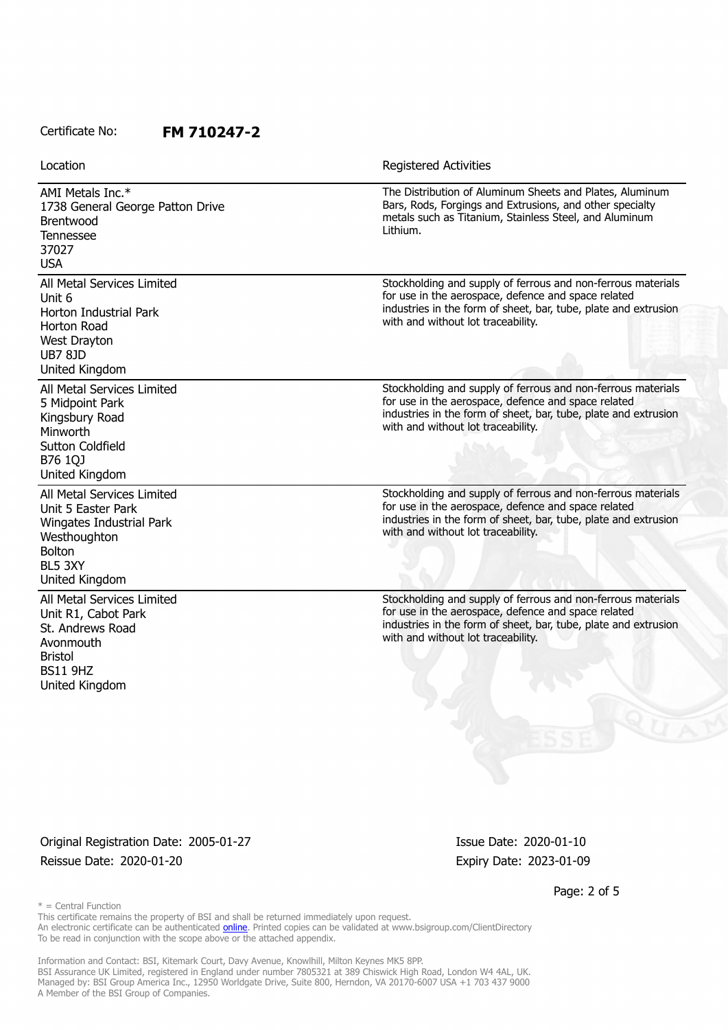Certificate No: **FM 710247-2**

| Location | Registered Activities |
| --- | --- |
| AMI Metals Inc.*<br>1738 General George Patton Drive<br>Brentwood<br>Tennessee<br>37027<br>USA | The Distribution of Aluminum Sheets and Plates, Aluminum Bars, Rods, Forgings and Extrusions, and other specialty metals such as Titanium, Stainless Steel, and Aluminum Lithium. |
| All Metal Services Limited<br>Unit 6<br>Horton Industrial Park<br>Horton Road<br>West Drayton<br>UB7 8JD<br>United Kingdom | Stockholding and supply of ferrous and non-ferrous materials for use in the aerospace, defence and space related industries in the form of sheet, bar, tube, plate and extrusion with and without lot traceability. |
| All Metal Services Limited<br>5 Midpoint Park<br>Kingsbury Road<br>Minworth<br>Sutton Coldfield<br>B76 1QJ<br>United Kingdom | Stockholding and supply of ferrous and non-ferrous materials for use in the aerospace, defence and space related industries in the form of sheet, bar, tube, plate and extrusion with and without lot traceability. |
| All Metal Services Limited<br>Unit 5 Easter Park<br>Wingates Industrial Park<br>Westhoughton<br>Bolton<br>BL5 3XY<br>United Kingdom | Stockholding and supply of ferrous and non-ferrous materials for use in the aerospace, defence and space related industries in the form of sheet, bar, tube, plate and extrusion with and without lot traceability. |
| All Metal Services Limited<br>Unit R1, Cabot Park<br>St. Andrews Road<br>Avonmouth<br>Bristol<br>BS11 9HZ<br>United Kingdom | Stockholding and supply of ferrous and non-ferrous materials for use in the aerospace, defence and space related industries in the form of sheet, bar, tube, plate and extrusion with and without lot traceability. |

Original Registration Date: 2005-01-27
Reissue Date: 2020-01-20

Issue Date: 2020-01-10
Expiry Date: 2023-01-09

* = Central Function

This certificate remains the property of BSI and shall be returned immediately upon request.
An electronic certificate can be authenticated online. Printed copies can be validated at www.bsigroup.com/ClientDirectory
To be read in conjunction with the scope above or the attached appendix.

Information and Contact: BSI, Kitemark Court, Davy Avenue, Knowlhill, Milton Keynes MK5 8PP.
BSI Assurance UK Limited, registered in England under number 7805321 at 389 Chiswick High Road, London W4 4AL, UK.
Managed by: BSI Group America Inc., 12950 Worldgate Drive, Suite 800, Herndon, VA 20170-6007 USA +1 703 437 9000
A Member of the BSI Group of Companies.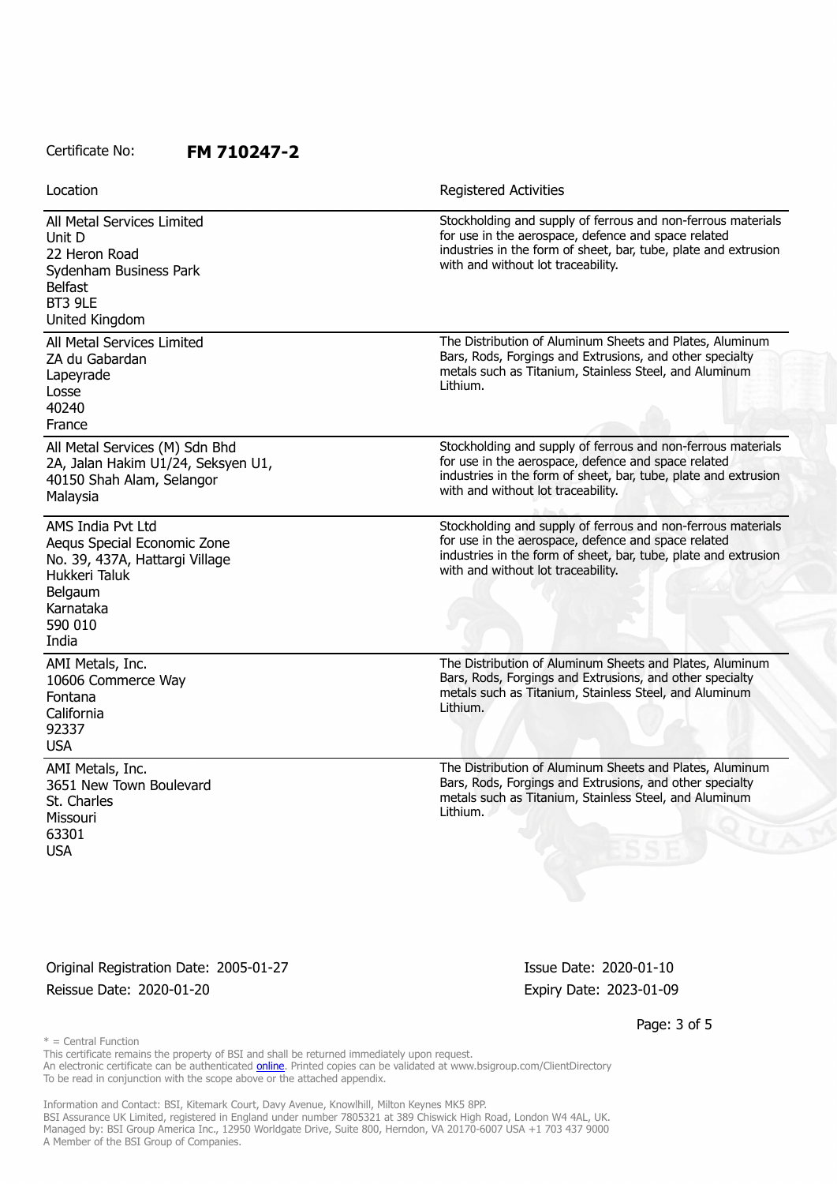Certificate No: **FM 710247-2**

| Location | Registered Activities |
|---|---|
| All Metal Services Limited<br>Unit D<br>22 Heron Road<br>Sydenham Business Park<br>Belfast<br>BT3 9LE<br>United Kingdom | Stockholding and supply of ferrous and non-ferrous materials for use in the aerospace, defence and space related industries in the form of sheet, bar, tube, plate and extrusion with and without lot traceability. |
| All Metal Services Limited<br>ZA du Gabardan<br>Lapeyrade<br>Losse<br>40240<br>France | The Distribution of Aluminum Sheets and Plates, Aluminum Bars, Rods, Forgings and Extrusions, and other specialty metals such as Titanium, Stainless Steel, and Aluminum Lithium. |
| All Metal Services (M) Sdn Bhd<br>2A, Jalan Hakim U1/24, Seksyen U1,<br>40150 Shah Alam, Selangor<br>Malaysia | Stockholding and supply of ferrous and non-ferrous materials for use in the aerospace, defence and space related industries in the form of sheet, bar, tube, plate and extrusion with and without lot traceability. |
| AMS India Pvt Ltd<br>Aequs Special Economic Zone<br>No. 39, 437A, Hattargi Village<br>Hukkeri Taluk<br>Belgaum<br>Karnataka<br>590 010<br>India | Stockholding and supply of ferrous and non-ferrous materials for use in the aerospace, defence and space related industries in the form of sheet, bar, tube, plate and extrusion with and without lot traceability. |
| AMI Metals, Inc.<br>10606 Commerce Way<br>Fontana<br>California<br>92337<br>USA | The Distribution of Aluminum Sheets and Plates, Aluminum Bars, Rods, Forgings and Extrusions, and other specialty metals such as Titanium, Stainless Steel, and Aluminum Lithium. |
| AMI Metals, Inc.<br>3651 New Town Boulevard<br>St. Charles<br>Missouri<br>63301<br>USA | The Distribution of Aluminum Sheets and Plates, Aluminum Bars, Rods, Forgings and Extrusions, and other specialty metals such as Titanium, Stainless Steel, and Aluminum Lithium. |

Original Registration Date: 2005-01-27 Issue Date: 2020-01-10

Reissue Date: 2020-01-20 Expiry Date: 2023-01-09

* = Central Function

This certificate remains the property of BSI and shall be returned immediately upon request.
An electronic certificate can be authenticated online. Printed copies can be validated at www.bsigroup.com/ClientDirectory
To be read in conjunction with the scope above or the attached appendix.

Information and Contact: BSI, Kitemark Court, Davy Avenue, Knowlhill, Milton Keynes MK5 8PP.
BSI Assurance UK Limited, registered in England under number 7805321 at 389 Chiswick High Road, London W4 4AL, UK.
Managed by: BSI Group America Inc., 12950 Worldgate Drive, Suite 800, Herndon, VA 20170-6007 USA +1 703 437 9000
A Member of the BSI Group of Companies.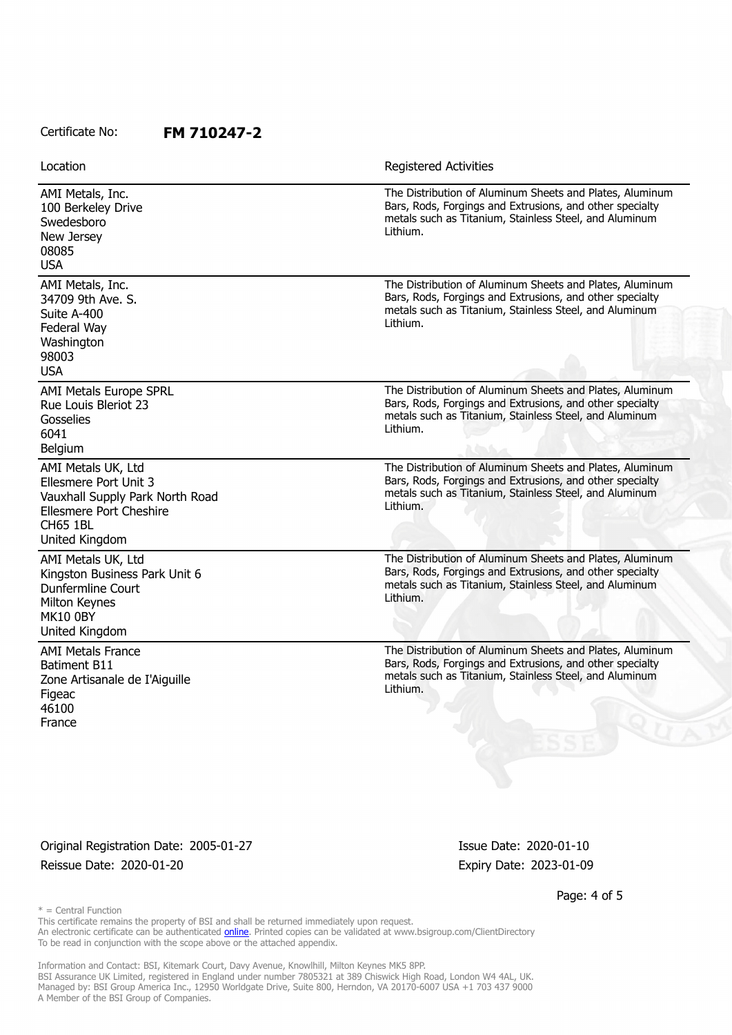Certificate No: **FM 710247-2**

| Location | Registered Activities |
|---|---|
| AMI Metals, Inc.<br>100 Berkeley Drive<br>Swedesboro<br>New Jersey<br>08085<br>USA | The Distribution of Aluminum Sheets and Plates, Aluminum Bars, Rods, Forgings and Extrusions, and other specialty metals such as Titanium, Stainless Steel, and Aluminum Lithium. |
| AMI Metals, Inc.<br>34709 9th Ave. S.<br>Suite A-400<br>Federal Way<br>Washington<br>98003<br>USA | The Distribution of Aluminum Sheets and Plates, Aluminum Bars, Rods, Forgings and Extrusions, and other specialty metals such as Titanium, Stainless Steel, and Aluminum Lithium. |
| AMI Metals Europe SPRL<br>Rue Louis Bleriot 23<br>Gosselies<br>6041<br>Belgium | The Distribution of Aluminum Sheets and Plates, Aluminum Bars, Rods, Forgings and Extrusions, and other specialty metals such as Titanium, Stainless Steel, and Aluminum Lithium. |
| AMI Metals UK, Ltd<br>Ellesmere Port Unit 3<br>Vauxhall Supply Park North Road<br>Ellesmere Port Cheshire<br>CH65 1BL<br>United Kingdom | The Distribution of Aluminum Sheets and Plates, Aluminum Bars, Rods, Forgings and Extrusions, and other specialty metals such as Titanium, Stainless Steel, and Aluminum Lithium. |
| AMI Metals UK, Ltd<br>Kingston Business Park Unit 6<br>Dunfermline Court<br>Milton Keynes<br>MK10 0BY<br>United Kingdom | The Distribution of Aluminum Sheets and Plates, Aluminum Bars, Rods, Forgings and Extrusions, and other specialty metals such as Titanium, Stainless Steel, and Aluminum Lithium. |
| AMI Metals France<br>Batiment B11<br>Zone Artisanale de I'Aiguille<br>Figeac<br>46100<br>France | The Distribution of Aluminum Sheets and Plates, Aluminum Bars, Rods, Forgings and Extrusions, and other specialty metals such as Titanium, Stainless Steel, and Aluminum Lithium. |

Original Registration Date: 2005-01-27
Reissue Date: 2020-01-20

Issue Date: 2020-01-10
Expiry Date: 2023-01-09

* = Central Function

This certificate remains the property of BSI and shall be returned immediately upon request.
An electronic certificate can be authenticated online. Printed copies can be validated at www.bsigroup.com/ClientDirectory
To be read in conjunction with the scope above or the attached appendix.

Information and Contact: BSI, Kitemark Court, Davy Avenue, Knowlhill, Milton Keynes MK5 8PP.
BSI Assurance UK Limited, registered in England under number 7805321 at 389 Chiswick High Road, London W4 4AL, UK.
Managed by: BSI Group America Inc., 12950 Worldgate Drive, Suite 800, Herndon, VA 20170-6007 USA +1 703 437 9000
A Member of the BSI Group of Companies.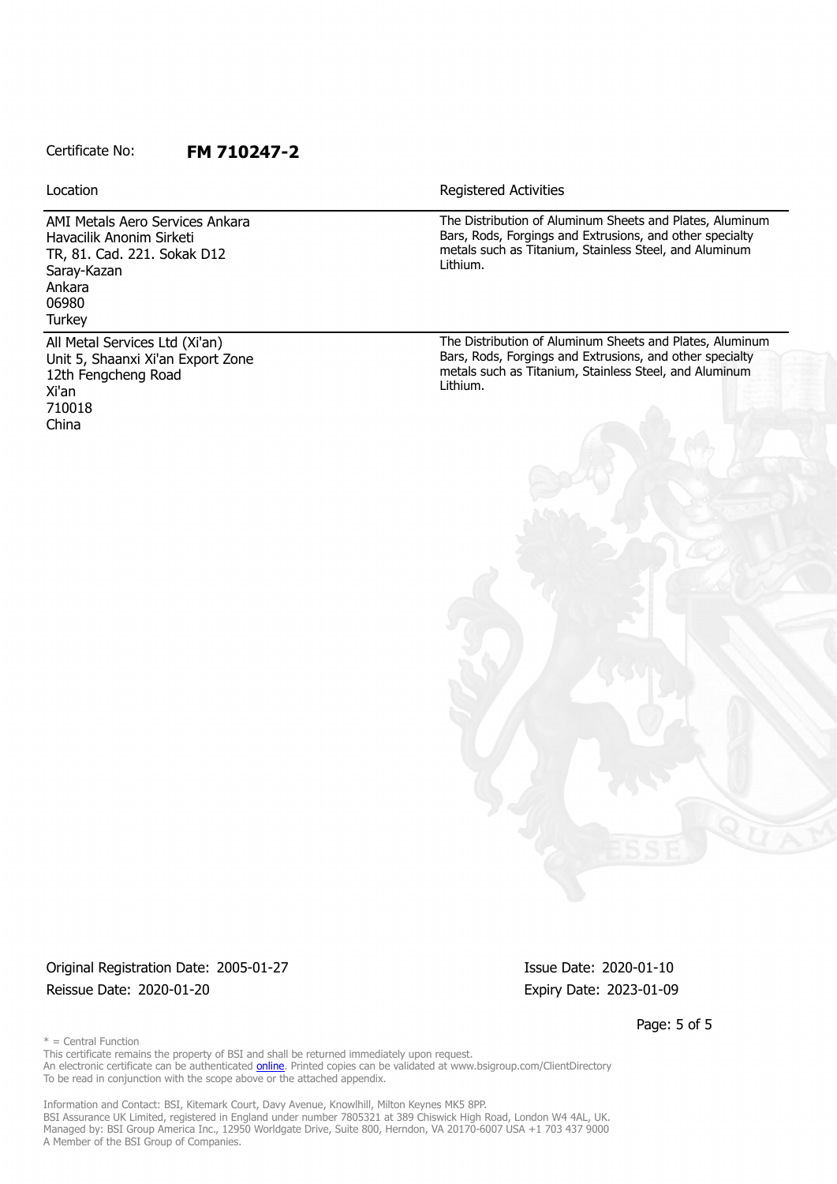Certificate No: **FM 710247-2**

| Location | Registered Activities |
| --- | --- |
| AMI Metals Aero Services Ankara Havacilik Anonim Sirketi<br>TR, 81. Cad. 221. Sokak D12<br>Saray-Kazan<br>Ankara<br>06980<br>Turkey | The Distribution of Aluminum Sheets and Plates, Aluminum Bars, Rods, Forgings and Extrusions, and other specialty metals such as Titanium, Stainless Steel, and Aluminum Lithium. |
| All Metal Services Ltd (Xi'an)<br>Unit 5, Shaanxi Xi'an Export Zone<br>12th Fengcheng Road<br>Xi'an<br>710018<br>China | The Distribution of Aluminum Sheets and Plates, Aluminum Bars, Rods, Forgings and Extrusions, and other specialty metals such as Titanium, Stainless Steel, and Aluminum Lithium. |

Original Registration Date: 2005-01-27

Issue Date: 2020-01-10

Reissue Date: 2020-01-20

Expiry Date: 2023-01-09

* = Central Function

This certificate remains the property of BSI and shall be returned immediately upon request.
An electronic certificate can be authenticated online. Printed copies can be validated at www.bsigroup.com/ClientDirectory
To be read in conjunction with the scope above or the attached appendix.

Information and Contact: BSI, Kitemark Court, Davy Avenue, Knowlhill, Milton Keynes MK5 8PP.
BSI Assurance UK Limited, registered in England under number 7805321 at 389 Chiswick High Road, London W4 4AL, UK.
Managed by: BSI Group America Inc., 12950 Worldgate Drive, Suite 800, Herndon, VA 20170-6007 USA +1 703 437 9000
A Member of the BSI Group of Companies.